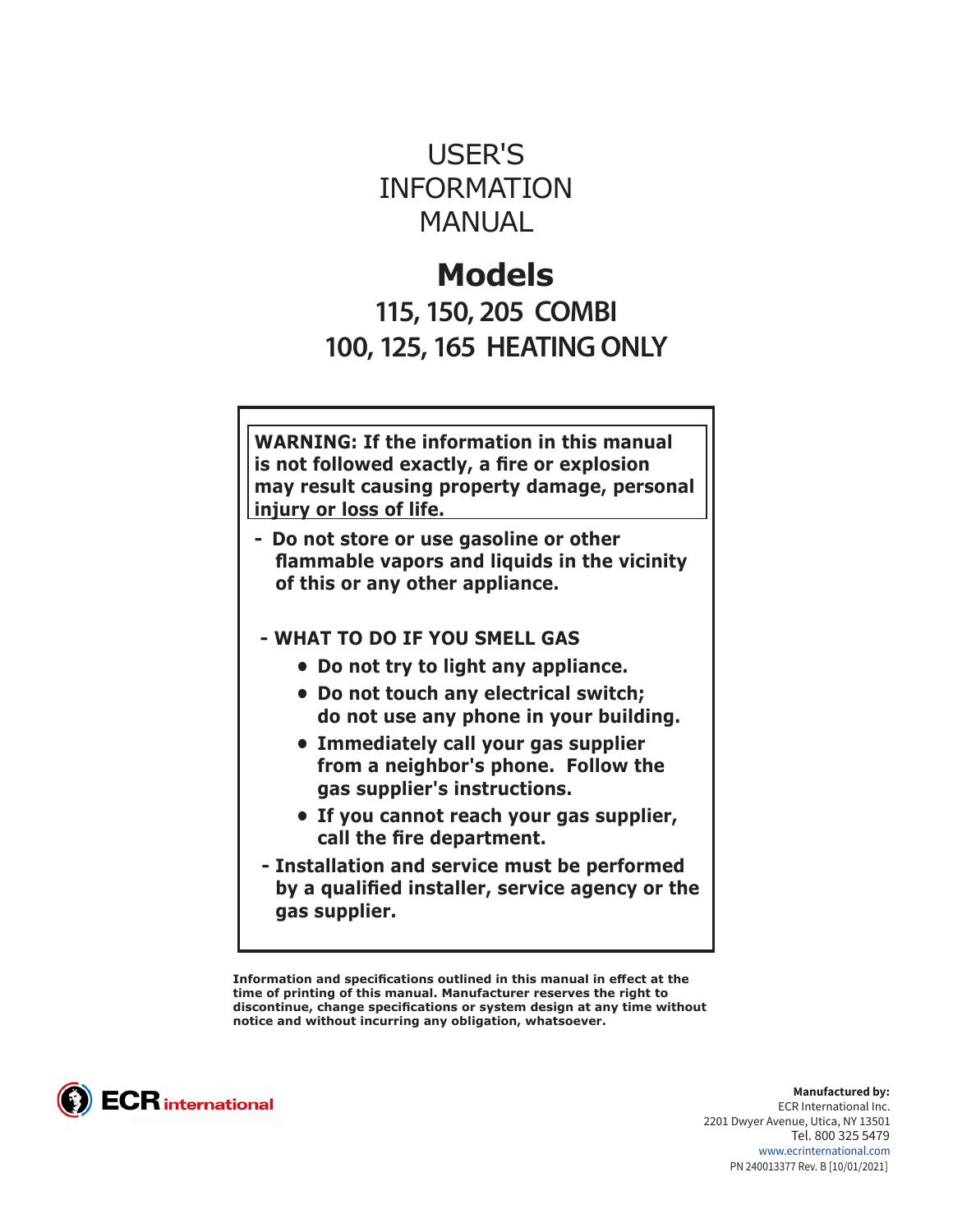# USER'S INFORMATION MANUAL

## Models

### 115, 150, 205 COMBI
### 100, 125, 165 HEATING ONLY

**WARNING: If the information in this manual is not followed exactly, a fire or explosion may result causing property damage, personal injury or loss of life.**

- **Do not store or use gasoline or other flammable vapors and liquids in the vicinity of this or any other appliance.**
- **WHAT TO DO IF YOU SMELL GAS**
  - **Do not try to light any appliance.**
  - **Do not touch any electrical switch; do not use any phone in your building.**
  - **Immediately call your gas supplier from a neighbor's phone. Follow the gas supplier's instructions.**
  - **If you cannot reach your gas supplier, call the fire department.**
- **Installation and service must be performed by a qualified installer, service agency or the gas supplier.**

**Information and specifications outlined in this manual in effect at the time of printing of this manual. Manufacturer reserves the right to discontinue, change specifications or system design at any time without notice and without incurring any obligation, whatsoever.**

ECR international

**Manufactured by:**
ECR International Inc.
2201 Dwyer Avenue, Utica, NY 13501
Tel. 800 325 5479
www.ecrinternational.com
PN 240013377 Rev. B [10/01/2021]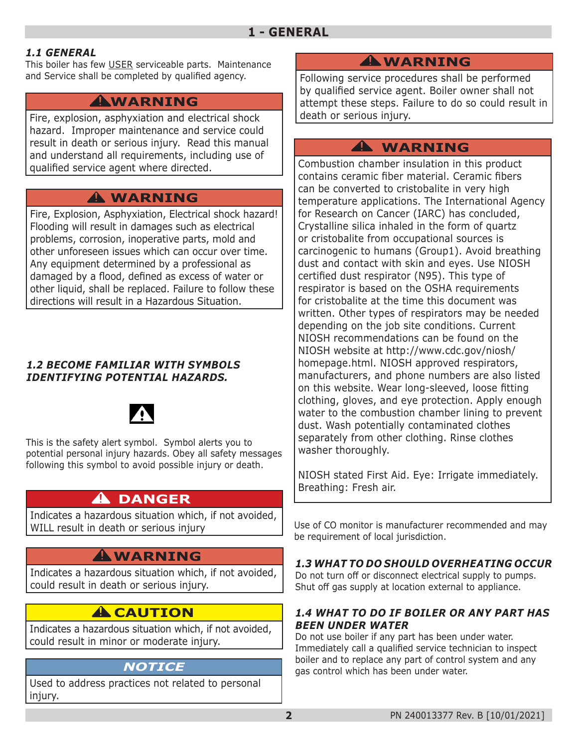# 1 - GENERAL

### *1.1 GENERAL*

This boiler has few USER serviceable parts. Maintenance and Service shall be completed by qualified agency.

> **⚠ WARNING**
>
> Fire, explosion, asphyxiation and electrical shock hazard. Improper maintenance and service could result in death or serious injury. Read this manual and understand all requirements, including use of qualified service agent where directed.

> **⚠ WARNING**
>
> Fire, Explosion, Asphyxiation, Electrical shock hazard! Flooding will result in damages such as electrical problems, corrosion, inoperative parts, mold and other unforeseen issues which can occur over time. Any equipment determined by a professional as damaged by a flood, defined as excess of water or other liquid, shall be replaced. Failure to follow these directions will result in a Hazardous Situation.

### *1.2 BECOME FAMILIAR WITH SYMBOLS IDENTIFYING POTENTIAL HAZARDS.*

⚠

This is the safety alert symbol. Symbol alerts you to potential personal injury hazards. Obey all safety messages following this symbol to avoid possible injury or death.

> **⚠ DANGER**
>
> Indicates a hazardous situation which, if not avoided, WILL result in death or serious injury

> **⚠ WARNING**
>
> Indicates a hazardous situation which, if not avoided, could result in death or serious injury.

> **⚠ CAUTION**
>
> Indicates a hazardous situation which, if not avoided, could result in minor or moderate injury.

> ***NOTICE***
>
> Used to address practices not related to personal injury.

> **⚠ WARNING**
>
> Following service procedures shall be performed by qualified service agent. Boiler owner shall not attempt these steps. Failure to do so could result in death or serious injury.

> **⚠ WARNING**
>
> Combustion chamber insulation in this product contains ceramic fiber material. Ceramic fibers can be converted to cristobalite in very high temperature applications. The International Agency for Research on Cancer (IARC) has concluded, Crystalline silica inhaled in the form of quartz or cristobalite from occupational sources is carcinogenic to humans (Group1). Avoid breathing dust and contact with skin and eyes. Use NIOSH certified dust respirator (N95). This type of respirator is based on the OSHA requirements for cristobalite at the time this document was written. Other types of respirators may be needed depending on the job site conditions. Current NIOSH recommendations can be found on the NIOSH website at http://www.cdc.gov/niosh/homepage.html. NIOSH approved respirators, manufacturers, and phone numbers are also listed on this website. Wear long-sleeved, loose fitting clothing, gloves, and eye protection. Apply enough water to the combustion chamber lining to prevent dust. Wash potentially contaminated clothes separately from other clothing. Rinse clothes washer thoroughly.
>
> NIOSH stated First Aid. Eye: Irrigate immediately. Breathing: Fresh air.

Use of CO monitor is manufacturer recommended and may be requirement of local jurisdiction.

### *1.3 WHAT TO DO SHOULD OVERHEATING OCCUR*

Do not turn off or disconnect electrical supply to pumps. Shut off gas supply at location external to appliance.

### *1.4 WHAT TO DO IF BOILER OR ANY PART HAS BEEN UNDER WATER*

Do not use boiler if any part has been under water. Immediately call a qualified service technician to inspect boiler and to replace any part of control system and any gas control which has been under water.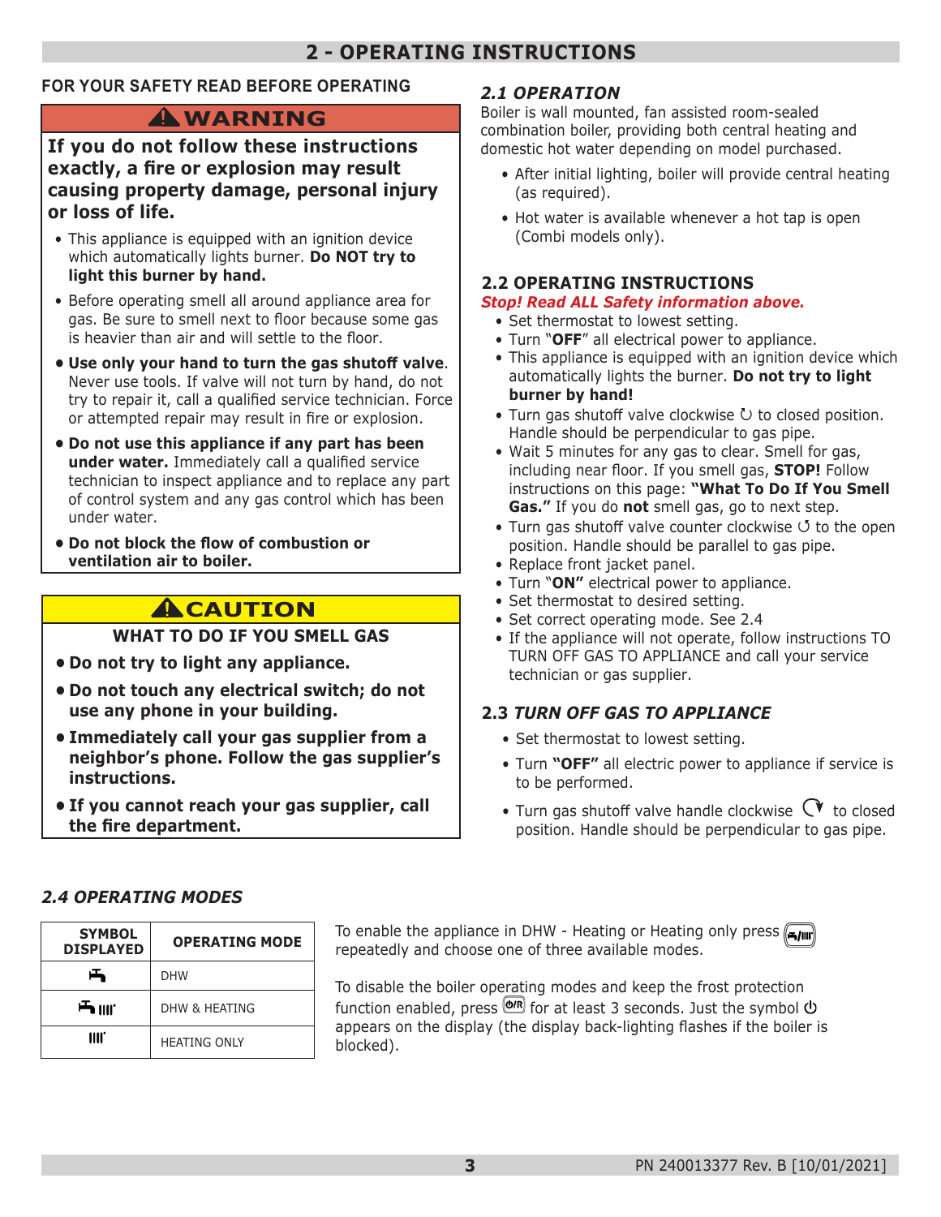# 2 - OPERATING INSTRUCTIONS

## FOR YOUR SAFETY READ BEFORE OPERATING

### ⚠WARNING

**If you do not follow these instructions exactly, a fire or explosion may result causing property damage, personal injury or loss of life.**

- This appliance is equipped with an ignition device which automatically lights burner. **Do NOT try to light this burner by hand.**
- Before operating smell all around appliance area for gas. Be sure to smell next to floor because some gas is heavier than air and will settle to the floor.
- **Use only your hand to turn the gas shutoff valve**. Never use tools. If valve will not turn by hand, do not try to repair it, call a qualified service technician. Force or attempted repair may result in fire or explosion.
- **Do not use this appliance if any part has been under water.** Immediately call a qualified service technician to inspect appliance and to replace any part of control system and any gas control which has been under water.
- **Do not block the flow of combustion or ventilation air to boiler.**

### ⚠CAUTION

**WHAT TO DO IF YOU SMELL GAS**

- **Do not try to light any appliance.**
- **Do not touch any electrical switch; do not use any phone in your building.**
- **Immediately call your gas supplier from a neighbor's phone. Follow the gas supplier's instructions.**
- **If you cannot reach your gas supplier, call the fire department.**

## *2.1 OPERATION*

Boiler is wall mounted, fan assisted room-sealed combination boiler, providing both central heating and domestic hot water depending on model purchased.

- After initial lighting, boiler will provide central heating (as required).
- Hot water is available whenever a hot tap is open (Combi models only).

## 2.2 OPERATING INSTRUCTIONS

***Stop! Read ALL Safety information above.***

- Set thermostat to lowest setting.
- Turn "**OFF**" all electrical power to appliance.
- This appliance is equipped with an ignition device which automatically lights the burner. **Do not try to light burner by hand!**
- Turn gas shutoff valve clockwise ↻ to closed position. Handle should be perpendicular to gas pipe.
- Wait 5 minutes for any gas to clear. Smell for gas, including near floor. If you smell gas, **STOP!** Follow instructions on this page: **"What To Do If You Smell Gas."** If you do **not** smell gas, go to next step.
- Turn gas shutoff valve counter clockwise ↺ to the open position. Handle should be parallel to gas pipe.
- Replace front jacket panel.
- Turn "**ON"** electrical power to appliance.
- Set thermostat to desired setting.
- Set correct operating mode. See 2.4
- If the appliance will not operate, follow instructions TO TURN OFF GAS TO APPLIANCE and call your service technician or gas supplier.

## 2.3 *TURN OFF GAS TO APPLIANCE*

- Set thermostat to lowest setting.
- Turn **"OFF"** all electric power to appliance if service is to be performed.
- Turn gas shutoff valve handle clockwise ↻ to closed position. Handle should be perpendicular to gas pipe.

## *2.4 OPERATING MODES*

| SYMBOL DISPLAYED | OPERATING MODE |
|---|---|
| (tap symbol) | DHW |
| (tap symbol) (radiator symbol) | DHW & HEATING |
| (radiator symbol) | HEATING ONLY |

To enable the appliance in DHW - Heating or Heating only press (tap/radiator button) repeatedly and choose one of three available modes.

To disable the boiler operating modes and keep the frost protection function enabled, press (⏻/R button) for at least 3 seconds. Just the symbol ⏻ appears on the display (the display back-lighting flashes if the boiler is blocked).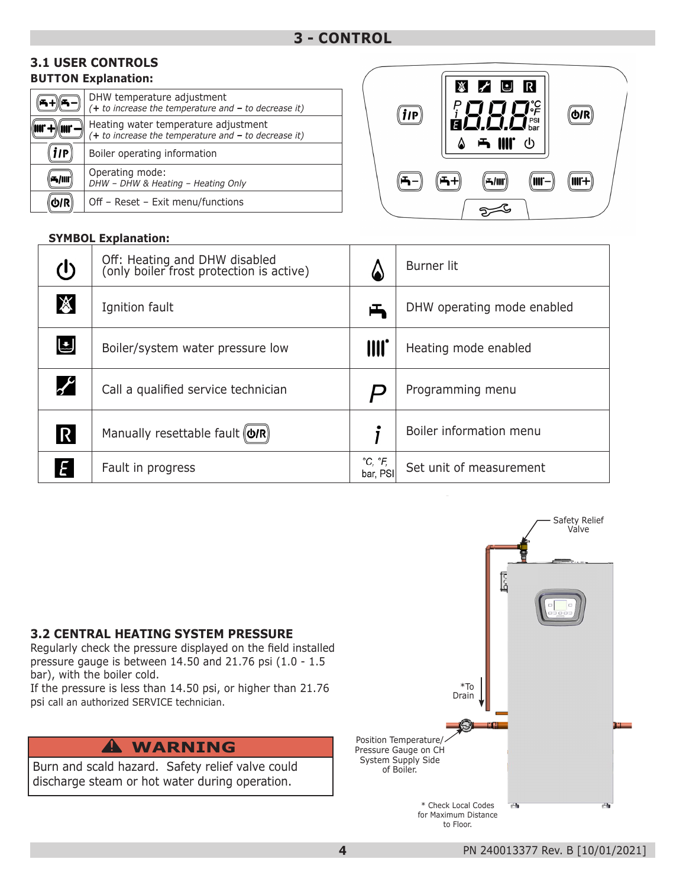# 3 - CONTROL

## 3.1 USER CONTROLS

**BUTTON Explanation:**

| Button | Description |
|---|---|
| DHW + / DHW − | DHW temperature adjustment *(+ to increase the temperature and – to decrease it)* |
| Heating + / Heating − | Heating water temperature adjustment *(+ to increase the temperature and – to decrease it)* |
| i/P | Boiler operating information |
| DHW/Heating | Operating mode: *DHW – DHW & Heating – Heating Only* |
| ⏻/R | Off – Reset – Exit menu/functions |

**SYMBOL Explanation:**

| Symbol | Description | Symbol | Description |
|---|---|---|---|
| ⏻ | Off: Heating and DHW disabled (only boiler frost protection is active) | Flame | Burner lit |
| Ignition fault symbol | Ignition fault | Tap | DHW operating mode enabled |
| Pressure symbol | Boiler/system water pressure low | Radiator | Heating mode enabled |
| Wrench | Call a qualified service technician | P | Programming menu |
| R | Manually resettable fault ⏻/R | i | Boiler information menu |
| E | Fault in progress | °C, °F, bar, PSI | Set unit of measurement |

## 3.2 CENTRAL HEATING SYSTEM PRESSURE

Regularly check the pressure displayed on the field installed pressure gauge is between 14.50 and 21.76 psi (1.0 - 1.5 bar), with the boiler cold.

If the pressure is less than 14.50 psi, or higher than 21.76 psi call an authorized SERVICE technician.

**⚠ WARNING**

Burn and scald hazard. Safety relief valve could discharge steam or hot water during operation.

Safety Relief Valve

*To Drain

Position Temperature/Pressure Gauge on CH System Supply Side of Boiler.

* Check Local Codes for Maximum Distance to Floor.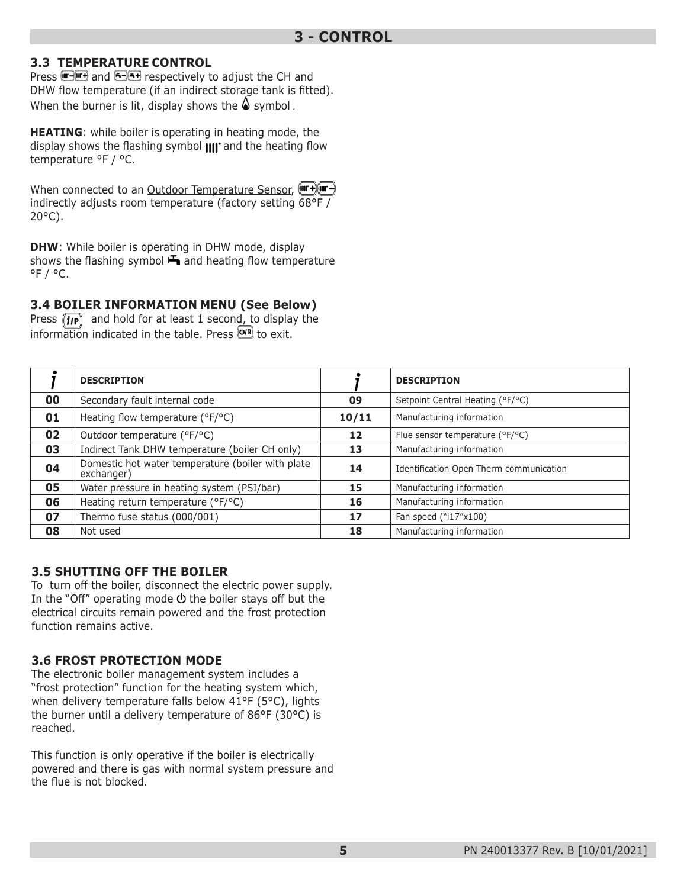## 3 - CONTROL

### 3.3 TEMPERATURE CONTROL

Press [CH-][CH+] and [DHW-][DHW+] respectively to adjust the CH and DHW flow temperature (if an indirect storage tank is fitted). When the burner is lit, display shows the flame symbol.

**HEATING**: while boiler is operating in heating mode, the display shows the flashing heating symbol and the heating flow temperature °F / °C.

When connected to an Outdoor Temperature Sensor, [CH+][CH-] indirectly adjusts room temperature (factory setting 68°F / 20°C).

**DHW**: While boiler is operating in DHW mode, display shows the flashing tap symbol and heating flow temperature °F / °C.

### 3.4 BOILER INFORMATION MENU (See Below)

Press [i/P] and hold for at least 1 second, to display the information indicated in the table. Press [Ø/R] to exit.

| i | DESCRIPTION | i | DESCRIPTION |
|---|---|---|---|
| 00 | Secondary fault internal code | 09 | Setpoint Central Heating (°F/°C) |
| 01 | Heating flow temperature (°F/°C) | 10/11 | Manufacturing information |
| 02 | Outdoor temperature (°F/°C) | 12 | Flue sensor temperature (°F/°C) |
| 03 | Indirect Tank DHW temperature (boiler CH only) | 13 | Manufacturing information |
| 04 | Domestic hot water temperature (boiler with plate exchanger) | 14 | Identification Open Therm communication |
| 05 | Water pressure in heating system (PSI/bar) | 15 | Manufacturing information |
| 06 | Heating return temperature (°F/°C) | 16 | Manufacturing information |
| 07 | Thermo fuse status (000/001) | 17 | Fan speed ("i17"x100) |
| 08 | Not used | 18 | Manufacturing information |

### 3.5 SHUTTING OFF THE BOILER

To turn off the boiler, disconnect the electric power supply. In the "Off" operating mode ⏻ the boiler stays off but the electrical circuits remain powered and the frost protection function remains active.

### 3.6 FROST PROTECTION MODE

The electronic boiler management system includes a "frost protection" function for the heating system which, when delivery temperature falls below 41°F (5°C), lights the burner until a delivery temperature of 86°F (30°C) is reached.

This function is only operative if the boiler is electrically powered and there is gas with normal system pressure and the flue is not blocked.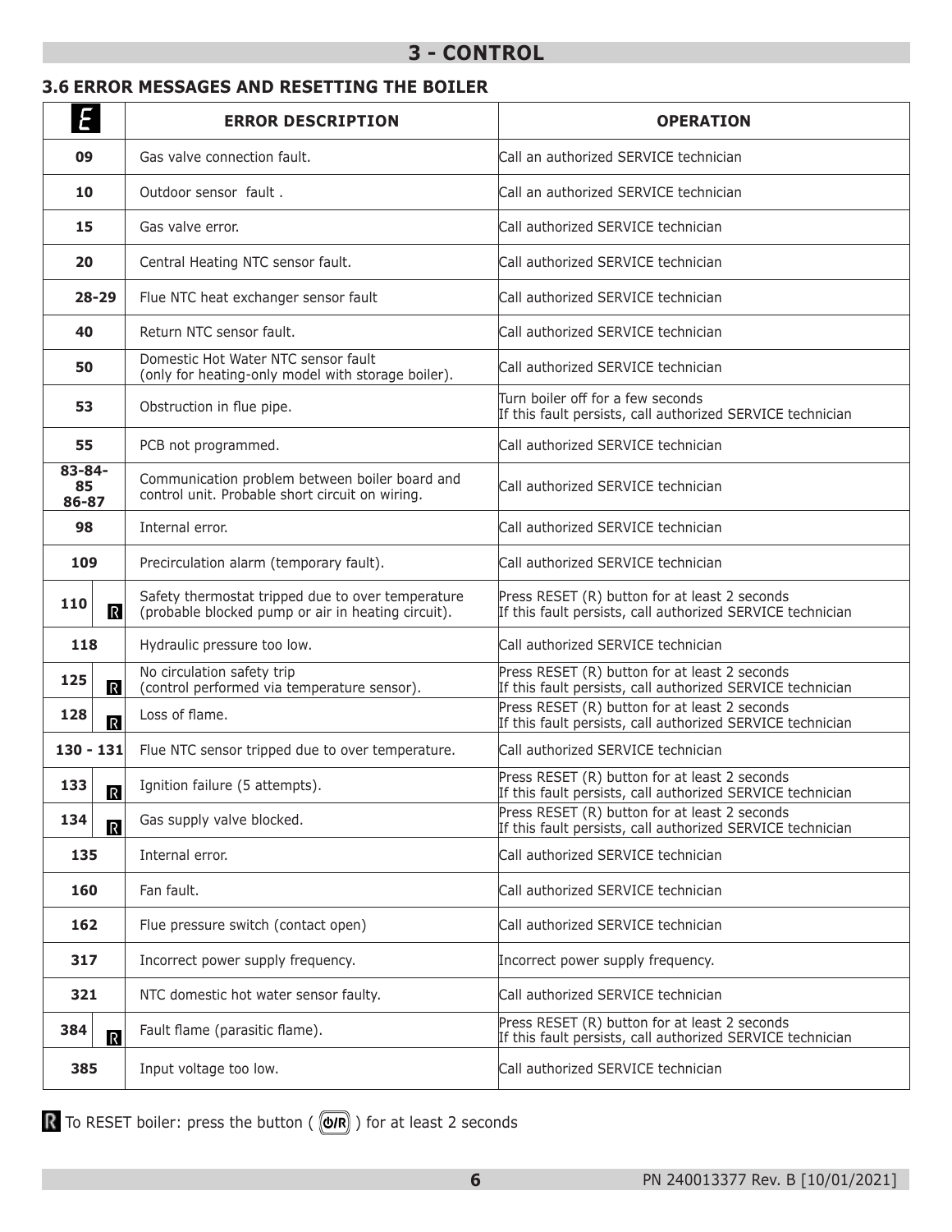# 3 - CONTROL

## 3.6 ERROR MESSAGES AND RESETTING THE BOILER

| E | ERROR DESCRIPTION | OPERATION |
|---|---|---|
| 09 | Gas valve connection fault. | Call an authorized SERVICE technician |
| 10 | Outdoor sensor fault . | Call an authorized SERVICE technician |
| 15 | Gas valve error. | Call authorized SERVICE technician |
| 20 | Central Heating NTC sensor fault. | Call authorized SERVICE technician |
| 28-29 | Flue NTC heat exchanger sensor fault | Call authorized SERVICE technician |
| 40 | Return NTC sensor fault. | Call authorized SERVICE technician |
| 50 | Domestic Hot Water NTC sensor fault (only for heating-only model with storage boiler). | Call authorized SERVICE technician |
| 53 | Obstruction in flue pipe. | Turn boiler off for a few seconds If this fault persists, call authorized SERVICE technician |
| 55 | PCB not programmed. | Call authorized SERVICE technician |
| 83-84-85 86-87 | Communication problem between boiler board and control unit. Probable short circuit on wiring. | Call authorized SERVICE technician |
| 98 | Internal error. | Call authorized SERVICE technician |
| 109 | Precirculation alarm (temporary fault). | Call authorized SERVICE technician |
| 110 R | Safety thermostat tripped due to over temperature (probable blocked pump or air in heating circuit). | Press RESET (R) button for at least 2 seconds If this fault persists, call authorized SERVICE technician |
| 118 | Hydraulic pressure too low. | Call authorized SERVICE technician |
| 125 R | No circulation safety trip (control performed via temperature sensor). | Press RESET (R) button for at least 2 seconds If this fault persists, call authorized SERVICE technician |
| 128 R | Loss of flame. | Press RESET (R) button for at least 2 seconds If this fault persists, call authorized SERVICE technician |
| 130 - 131 | Flue NTC sensor tripped due to over temperature. | Call authorized SERVICE technician |
| 133 R | Ignition failure (5 attempts). | Press RESET (R) button for at least 2 seconds If this fault persists, call authorized SERVICE technician |
| 134 R | Gas supply valve blocked. | Press RESET (R) button for at least 2 seconds If this fault persists, call authorized SERVICE technician |
| 135 | Internal error. | Call authorized SERVICE technician |
| 160 | Fan fault. | Call authorized SERVICE technician |
| 162 | Flue pressure switch (contact open) | Call authorized SERVICE technician |
| 317 | Incorrect power supply frequency. | Incorrect power supply frequency. |
| 321 | NTC domestic hot water sensor faulty. | Call authorized SERVICE technician |
| 384 R | Fault flame (parasitic flame). | Press RESET (R) button for at least 2 seconds If this fault persists, call authorized SERVICE technician |
| 385 | Input voltage too low. | Call authorized SERVICE technician |

R To RESET boiler: press the button ( ⏻/R ) for at least 2 seconds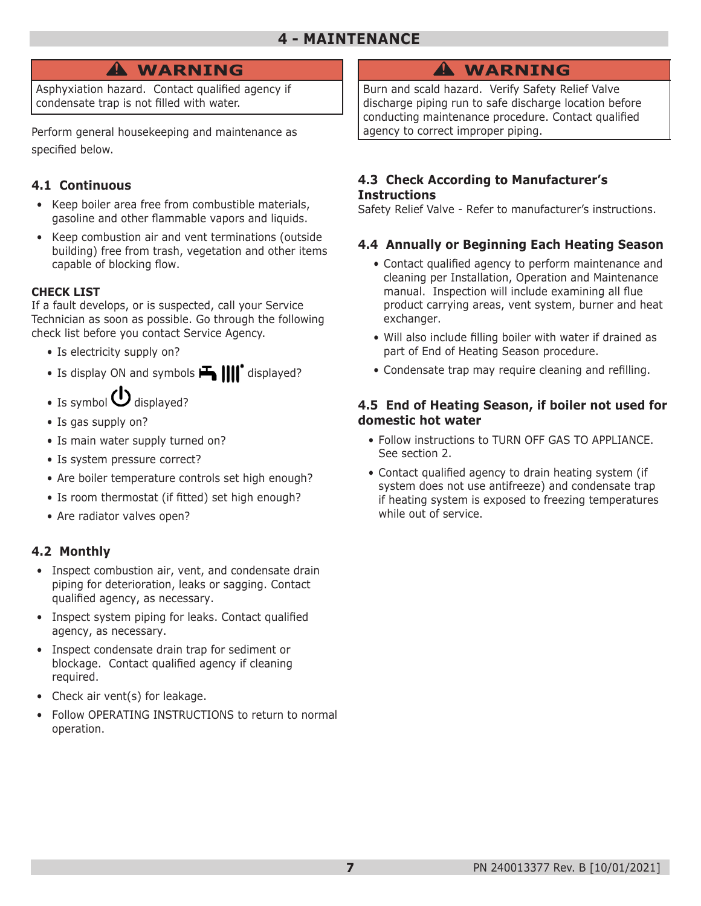# 4 - MAINTENANCE

**⚠ WARNING**

Asphyxiation hazard. Contact qualified agency if condensate trap is not filled with water.

Perform general housekeeping and maintenance as specified below.

## 4.1 Continuous

- Keep boiler area free from combustible materials, gasoline and other flammable vapors and liquids.
- Keep combustion air and vent terminations (outside building) free from trash, vegetation and other items capable of blocking flow.

**CHECK LIST**

If a fault develops, or is suspected, call your Service Technician as soon as possible. Go through the following check list before you contact Service Agency.

- Is electricity supply on?
- Is display ON and symbols displayed?
- Is symbol displayed?
- Is gas supply on?
- Is main water supply turned on?
- Is system pressure correct?
- Are boiler temperature controls set high enough?
- Is room thermostat (if fitted) set high enough?
- Are radiator valves open?

## 4.2 Monthly

- Inspect combustion air, vent, and condensate drain piping for deterioration, leaks or sagging. Contact qualified agency, as necessary.
- Inspect system piping for leaks. Contact qualified agency, as necessary.
- Inspect condensate drain trap for sediment or blockage. Contact qualified agency if cleaning required.
- Check air vent(s) for leakage.
- Follow OPERATING INSTRUCTIONS to return to normal operation.

**⚠ WARNING**

Burn and scald hazard. Verify Safety Relief Valve discharge piping run to safe discharge location before conducting maintenance procedure. Contact qualified agency to correct improper piping.

## 4.3 Check According to Manufacturer's Instructions

Safety Relief Valve - Refer to manufacturer's instructions.

## 4.4 Annually or Beginning Each Heating Season

- Contact qualified agency to perform maintenance and cleaning per Installation, Operation and Maintenance manual. Inspection will include examining all flue product carrying areas, vent system, burner and heat exchanger.
- Will also include filling boiler with water if drained as part of End of Heating Season procedure.
- Condensate trap may require cleaning and refilling.

## 4.5 End of Heating Season, if boiler not used for domestic hot water

- Follow instructions to TURN OFF GAS TO APPLIANCE. See section 2.
- Contact qualified agency to drain heating system (if system does not use antifreeze) and condensate trap if heating system is exposed to freezing temperatures while out of service.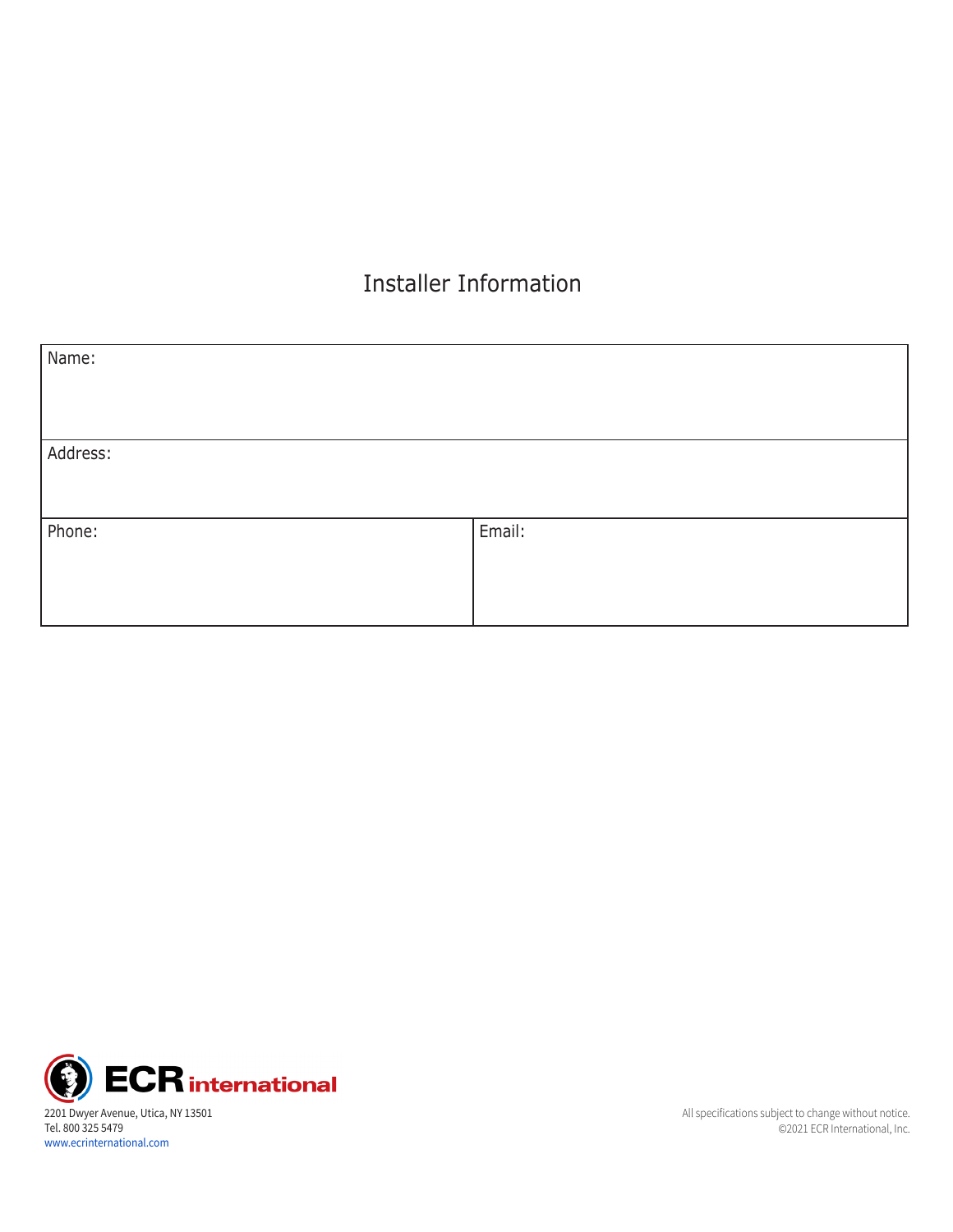# Installer Information

| | |
|---|---|
| Name: | |
| Address: | |
| Phone: | Email: |

ECR international

2201 Dwyer Avenue, Utica, NY 13501
Tel. 800 325 5479
www.ecrinternational.com

All specifications subject to change without notice.
©2021 ECR International, Inc.